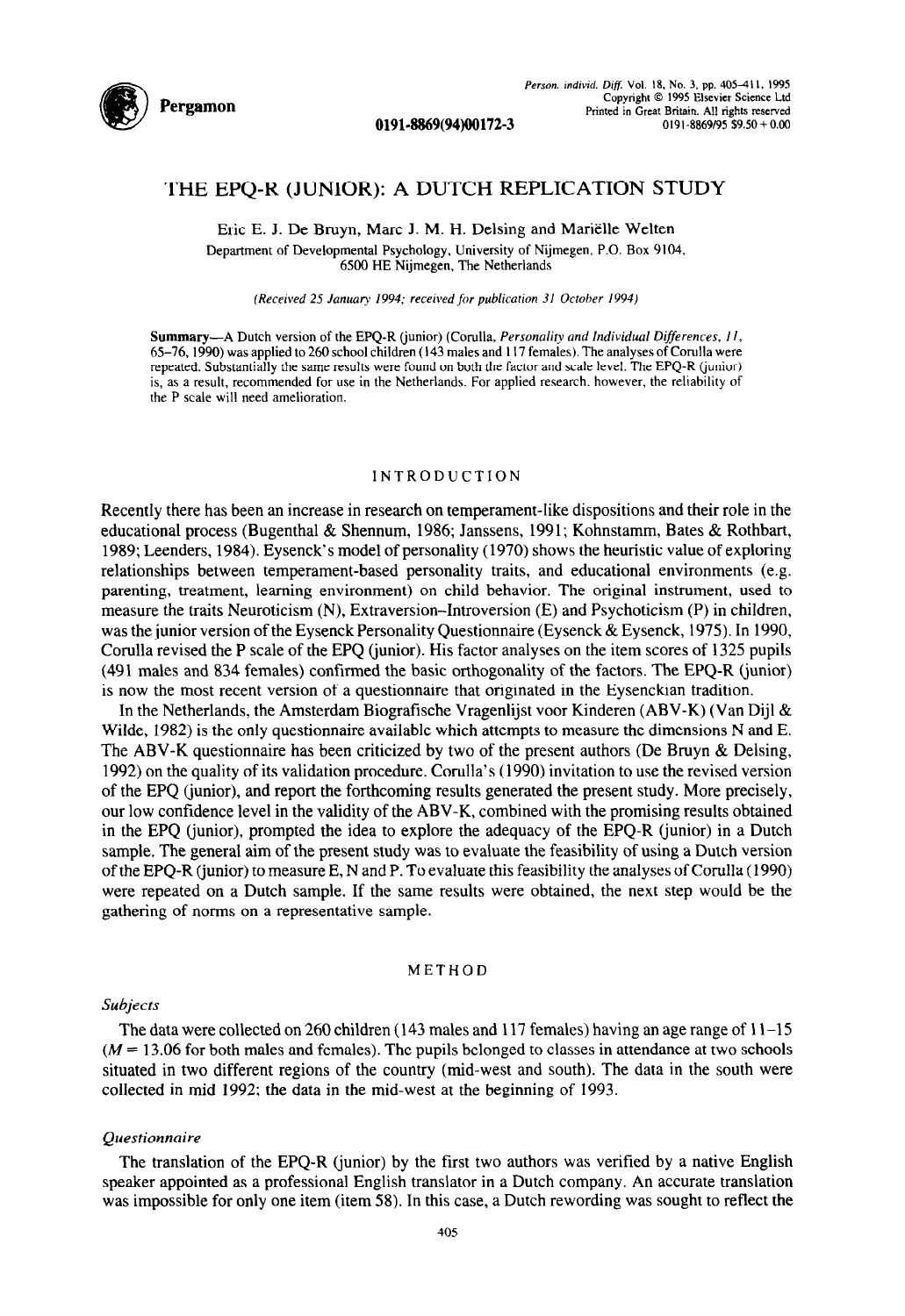# THE EPQ-R (JUNIOR): A DUTCH REPLICATION STUDY

Eric E. J. De Bruyn, Marc J. M. H. Delsing and Mariëlle Welten

Department of Developmental Psychology, University of Nijmegen, P.O. Box 9104, 6500 HE Nijmegen, The Netherlands

*(Received 25 January 1994; received for publication 31 October 1994)*

**Summary**—A Dutch version of the EPQ-R (junior) (Corulla, *Personality and Individual Differences*, *11*, 65–76, 1990) was applied to 260 school children (143 males and 117 females). The analyses of Corulla were repeated. Substantially the same results were found on both the factor and scale level. The EPQ-R (junior) is, as a result, recommended for use in the Netherlands. For applied research, however, the reliability of the P scale will need amelioration.

## INTRODUCTION

Recently there has been an increase in research on temperament-like dispositions and their role in the educational process (Bugenthal & Shennum, 1986; Janssens, 1991; Kohnstamm, Bates & Rothbart, 1989; Leenders, 1984). Eysenck's model of personality (1970) shows the heuristic value of exploring relationships between temperament-based personality traits, and educational environments (e.g. parenting, treatment, learning environment) on child behavior. The original instrument, used to measure the traits Neuroticism (N), Extraversion–Introversion (E) and Psychoticism (P) in children, was the junior version of the Eysenck Personality Questionnaire (Eysenck & Eysenck, 1975). In 1990, Corulla revised the P scale of the EPQ (junior). His factor analyses on the item scores of 1325 pupils (491 males and 834 females) confirmed the basic orthogonality of the factors. The EPQ-R (junior) is now the most recent version of a questionnaire that originated in the Eysenckian tradition.

In the Netherlands, the Amsterdam Biografische Vragenlijst voor Kinderen (ABV-K) (Van Dijl & Wilde, 1982) is the only questionnaire available which attempts to measure the dimensions N and E. The ABV-K questionnaire has been criticized by two of the present authors (De Bruyn & Delsing, 1992) on the quality of its validation procedure. Corulla's (1990) invitation to use the revised version of the EPQ (junior), and report the forthcoming results generated the present study. More precisely, our low confidence level in the validity of the ABV-K, combined with the promising results obtained in the EPQ (junior), prompted the idea to explore the adequacy of the EPQ-R (junior) in a Dutch sample. The general aim of the present study was to evaluate the feasibility of using a Dutch version of the EPQ-R (junior) to measure E, N and P. To evaluate this feasibility the analyses of Corulla (1990) were repeated on a Dutch sample. If the same results were obtained, the next step would be the gathering of norms on a representative sample.

## METHOD

### *Subjects*

The data were collected on 260 children (143 males and 117 females) having an age range of 11–15 ($M = 13.06$ for both males and females). The pupils belonged to classes in attendance at two schools situated in two different regions of the country (mid-west and south). The data in the south were collected in mid 1992; the data in the mid-west at the beginning of 1993.

### *Questionnaire*

The translation of the EPQ-R (junior) by the first two authors was verified by a native English speaker appointed as a professional English translator in a Dutch company. An accurate translation was impossible for only one item (item 58). In this case, a Dutch rewording was sought to reflect the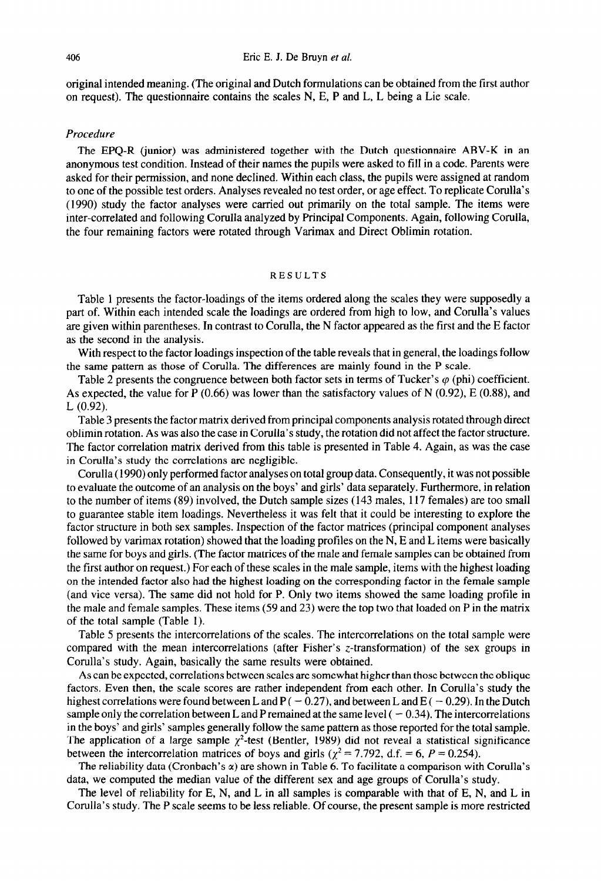original intended meaning. (The original and Dutch formulations can be obtained from the first author on request). The questionnaire contains the scales N, E, P and L, L being a Lie scale.

### *Procedure*

The EPQ-R (junior) was administered together with the Dutch questionnaire ABV-K in an anonymous test condition. Instead of their names the pupils were asked to fill in a code. Parents were asked for their permission, and none declined. Within each class, the pupils were assigned at random to one of the possible test orders. Analyses revealed no test order, or age effect. To replicate Corulla's (1990) study the factor analyses were carried out primarily on the total sample. The items were inter-correlated and following Corulla analyzed by Principal Components. Again, following Corulla, the four remaining factors were rotated through Varimax and Direct Oblimin rotation.

## RESULTS

Table 1 presents the factor-loadings of the items ordered along the scales they were supposedly a part of. Within each intended scale the loadings are ordered from high to low, and Corulla's values are given within parentheses. In contrast to Corulla, the N factor appeared as the first and the E factor as the second in the analysis.

With respect to the factor loadings inspection of the table reveals that in general, the loadings follow the same pattern as those of Corulla. The differences are mainly found in the P scale.

Table 2 presents the congruence between both factor sets in terms of Tucker's $\varphi$ (phi) coefficient. As expected, the value for P (0.66) was lower than the satisfactory values of N (0.92), E (0.88), and L (0.92).

Table 3 presents the factor matrix derived from principal components analysis rotated through direct oblimin rotation. As was also the case in Corulla's study, the rotation did not affect the factor structure. The factor correlation matrix derived from this table is presented in Table 4. Again, as was the case in Corulla's study the correlations are negligible.

Corulla (1990) only performed factor analyses on total group data. Consequently, it was not possible to evaluate the outcome of an analysis on the boys' and girls' data separately. Furthermore, in relation to the number of items (89) involved, the Dutch sample sizes (143 males, 117 females) are too small to guarantee stable item loadings. Nevertheless it was felt that it could be interesting to explore the factor structure in both sex samples. Inspection of the factor matrices (principal component analyses followed by varimax rotation) showed that the loading profiles on the N, E and L items were basically the same for boys and girls. (The factor matrices of the male and female samples can be obtained from the first author on request.) For each of these scales in the male sample, items with the highest loading on the intended factor also had the highest loading on the corresponding factor in the female sample (and vice versa). The same did not hold for P. Only two items showed the same loading profile in the male and female samples. These items (59 and 23) were the top two that loaded on P in the matrix of the total sample (Table 1).

Table 5 presents the intercorrelations of the scales. The intercorrelations on the total sample were compared with the mean intercorrelations (after Fisher's $z$-transformation) of the sex groups in Corulla's study. Again, basically the same results were obtained.

As can be expected, correlations between scales are somewhat higher than those between the oblique factors. Even then, the scale scores are rather independent from each other. In Corulla's study the highest correlations were found between L and P ($-0.27$), and between L and E ($-0.29$). In the Dutch sample only the correlation between L and P remained at the same level ($-0.34$). The intercorrelations in the boys' and girls' samples generally follow the same pattern as those reported for the total sample. The application of a large sample $\chi^2$-test (Bentler, 1989) did not reveal a statistical significance between the intercorrelation matrices of boys and girls ($\chi^2 = 7.792$, d.f. $= 6$, $P = 0.254$).

The reliability data (Cronbach's $\alpha$) are shown in Table 6. To facilitate a comparison with Corulla's data, we computed the median value of the different sex and age groups of Corulla's study.

The level of reliability for E, N, and L in all samples is comparable with that of E, N, and L in Corulla's study. The P scale seems to be less reliable. Of course, the present sample is more restricted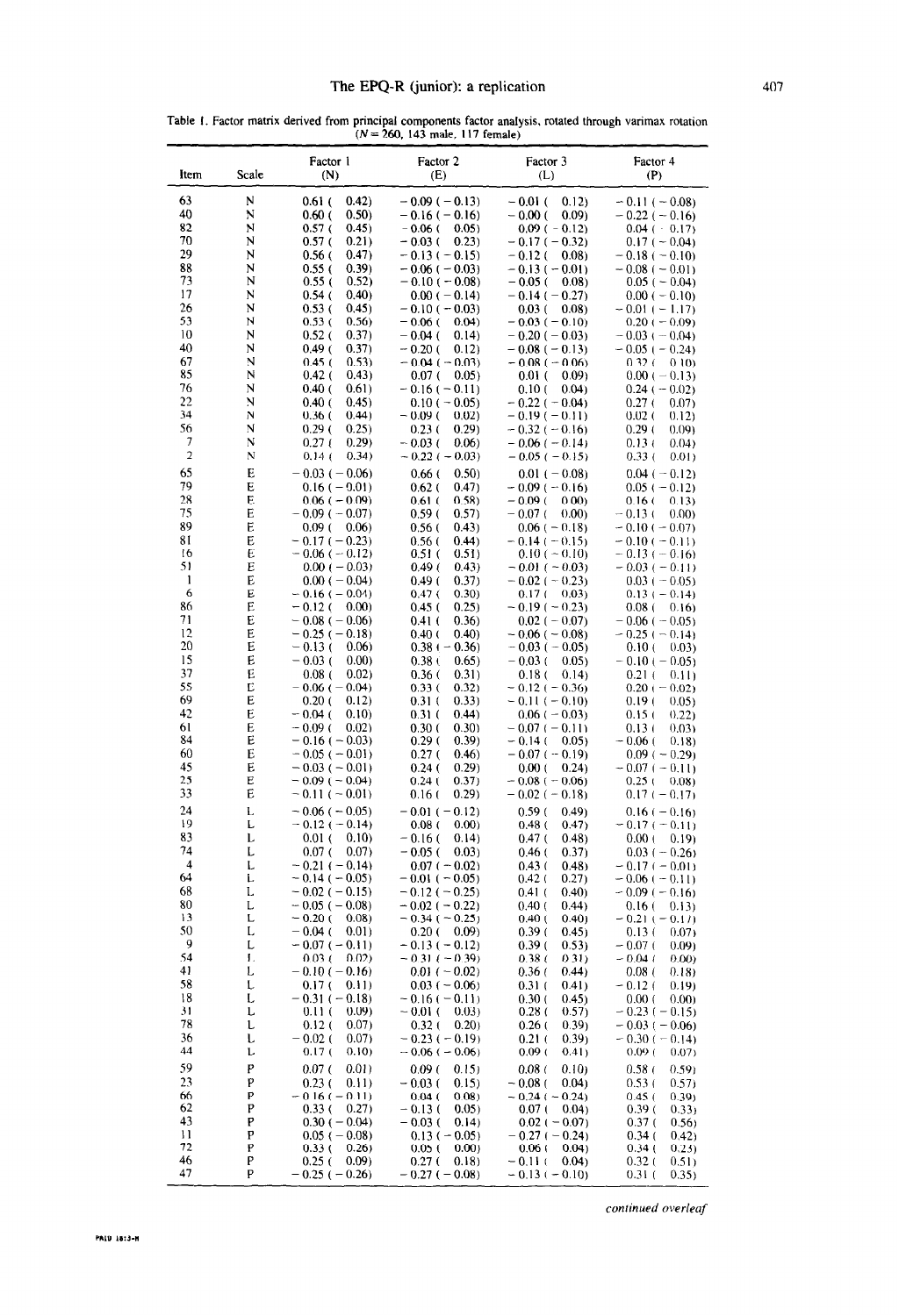Table 1. Factor matrix derived from principal components factor analysis, rotated through varimax rotation ($N = 260$, 143 male, 117 female)

| Item | Scale | Factor 1 (N) | Factor 2 (E) | Factor 3 (L) | Factor 4 (P) |
|---|---|---|---|---|---|
| 63 | N | 0.61 ( 0.42) | −0.09 (−0.13) | −0.01 ( 0.12) | −0.11 (−0.08) |
| 40 | N | 0.60 ( 0.50) | −0.16 (−0.16) | −0.00 ( 0.09) | −0.22 (−0.16) |
| 82 | N | 0.57 ( 0.45) | −0.06 ( 0.05) | 0.09 (−0.12) | 0.04 (−0.17) |
| 70 | N | 0.57 ( 0.21) | −0.03 ( 0.23) | −0.17 (−0.32) | 0.17 (−0.04) |
| 29 | N | 0.56 ( 0.47) | −0.13 (−0.15) | −0.12 ( 0.08) | −0.18 (−0.10) |
| 88 | N | 0.55 ( 0.39) | −0.06 (−0.03) | −0.13 (−0.01) | −0.08 (−0.01) |
| 73 | N | 0.55 ( 0.52) | −0.10 (−0.08) | −0.05 ( 0.08) | 0.05 (−0.04) |
| 17 | N | 0.54 ( 0.40) | 0.00 (−0.14) | −0.14 (−0.27) | 0.00 (−0.10) |
| 26 | N | 0.53 ( 0.45) | −0.10 (−0.03) | 0.03 ( 0.08) | −0.01 (−1.17) |
| 53 | N | 0.53 ( 0.56) | −0.06 ( 0.04) | −0.03 (−0.10) | 0.20 (−0.09) |
| 10 | N | 0.52 ( 0.37) | −0.04 ( 0.14) | −0.20 (−0.03) | −0.03 (−0.04) |
| 40 | N | 0.49 ( 0.37) | −0.20 ( 0.12) | −0.08 (−0.13) | −0.05 (−0.24) |
| 67 | N | 0.45 ( 0.53) | −0.04 (−0.03) | −0.08 (−0.06) | 0.32 ( 0.10) |
| 85 | N | 0.42 ( 0.43) | 0.07 ( 0.05) | 0.01 ( 0.09) | 0.00 (−0.13) |
| 76 | N | 0.40 ( 0.61) | −0.16 (−0.11) | 0.10 ( 0.04) | 0.24 (−0.02) |
| 22 | N | 0.40 ( 0.45) | 0.10 (−0.05) | −0.22 (−0.04) | 0.27 ( 0.07) |
| 34 | N | 0.36 ( 0.44) | −0.09 ( 0.02) | −0.19 (−0.11) | 0.02 ( 0.12) |
| 56 | N | 0.29 ( 0.25) | 0.23 ( 0.29) | −0.32 (−0.16) | 0.29 ( 0.09) |
| 7 | N | 0.27 ( 0.29) | −0.03 ( 0.06) | −0.06 (−0.14) | 0.13 ( 0.04) |
| 2 | N | 0.14 ( 0.34) | −0.22 (−0.03) | −0.05 (−0.15) | 0.33 ( 0.01) |
| 65 | E | −0.03 (−0.06) | 0.66 ( 0.50) | 0.01 (−0.08) | 0.04 (−0.12) |
| 79 | E | 0.16 (−0.01) | 0.62 ( 0.47) | −0.09 (−0.16) | 0.05 (−0.12) |
| 28 | E | 0.06 (−0.09) | 0.61 ( 0.58) | −0.09 ( 0.00) | 0.16 ( 0.13) |
| 75 | E | −0.09 (−0.07) | 0.59 ( 0.57) | −0.07 ( 0.00) | −0.13 ( 0.00) |
| 89 | E | 0.09 ( 0.06) | 0.56 ( 0.43) | 0.06 (−0.18) | −0.10 (−0.07) |
| 81 | E | −0.17 (−0.23) | 0.56 ( 0.44) | −0.14 (−0.15) | −0.10 (−0.11) |
| 16 | E | −0.06 (−0.12) | 0.51 ( 0.51) | 0.10 (−0.10) | −0.13 (−0.16) |
| 51 | E | 0.00 (−0.03) | 0.49 ( 0.43) | −0.01 (−0.03) | −0.03 (−0.11) |
| 1 | E | 0.00 (−0.04) | 0.49 ( 0.37) | −0.02 (−0.23) | 0.03 (−0.05) |
| 6 | E | −0.16 (−0.04) | 0.47 ( 0.30) | 0.17 ( 0.03) | 0.13 (−0.14) |
| 86 | E | −0.12 ( 0.00) | 0.45 ( 0.25) | −0.19 (−0.23) | 0.08 ( 0.16) |
| 71 | E | −0.08 (−0.06) | 0.41 ( 0.36) | 0.02 (−0.07) | −0.06 (−0.05) |
| 12 | E | −0.25 (−0.18) | 0.40 ( 0.40) | −0.06 (−0.08) | −0.25 (−0.14) |
| 20 | E | −0.13 ( 0.06) | 0.38 (−0.36) | −0.03 (−0.05) | 0.10 ( 0.03) |
| 15 | E | −0.03 ( 0.00) | 0.38 ( 0.65) | −0.03 ( 0.05) | −0.10 (−0.05) |
| 37 | E | 0.08 ( 0.02) | 0.36 ( 0.31) | 0.18 ( 0.14) | 0.21 ( 0.11) |
| 55 | E | −0.06 (−0.04) | 0.33 ( 0.32) | −0.12 (−0.36) | 0.20 (−0.02) |
| 69 | E | 0.20 ( 0.12) | 0.31 ( 0.33) | −0.11 (−0.10) | 0.19 ( 0.05) |
| 42 | E | −0.04 ( 0.10) | 0.31 ( 0.44) | 0.06 (−0.03) | 0.15 ( 0.22) |
| 61 | E | −0.09 ( 0.02) | 0.30 ( 0.30) | −0.07 (−0.11) | 0.13 ( 0.03) |
| 84 | E | −0.16 (−0.03) | 0.29 ( 0.39) | −0.14 ( 0.05) | −0.06 ( 0.18) |
| 60 | E | −0.05 (−0.01) | 0.27 ( 0.46) | −0.07 (−0.19) | 0.09 (−0.29) |
| 45 | E | −0.03 (−0.01) | 0.24 ( 0.29) | 0.00 ( 0.24) | −0.07 (−0.11) |
| 25 | E | −0.09 (−0.04) | 0.24 ( 0.37) | −0.08 (−0.06) | 0.25 ( 0.08) |
| 33 | E | −0.11 (−0.01) | 0.16 ( 0.29) | −0.02 (−0.18) | 0.17 (−0.17) |
| 24 | L | −0.06 (−0.05) | −0.01 (−0.12) | 0.59 ( 0.49) | 0.16 (−0.16) |
| 19 | L | −0.12 (−0.14) | 0.08 ( 0.00) | 0.48 ( 0.47) | −0.17 (−0.11) |
| 83 | L | 0.01 ( 0.10) | −0.16 ( 0.14) | 0.47 ( 0.48) | 0.00 ( 0.19) |
| 74 | L | 0.07 ( 0.07) | −0.05 ( 0.03) | 0.46 ( 0.37) | 0.03 (−0.26) |
| 4 | L | −0.21 (−0.14) | 0.07 (−0.02) | 0.43 ( 0.48) | −0.17 (−0.01) |
| 64 | L | −0.14 (−0.05) | −0.01 (−0.05) | 0.42 ( 0.27) | −0.06 (−0.11) |
| 68 | L | −0.02 (−0.15) | −0.12 (−0.25) | 0.41 ( 0.40) | −0.09 (−0.16) |
| 80 | L | −0.05 (−0.08) | −0.02 (−0.22) | 0.40 ( 0.44) | 0.16 ( 0.13) |
| 13 | L | −0.20 ( 0.08) | −0.34 (−0.25) | 0.40 ( 0.40) | −0.21 (−0.17) |
| 50 | L | −0.04 ( 0.01) | 0.20 ( 0.09) | 0.39 ( 0.45) | 0.13 ( 0.07) |
| 9 | L | −0.07 (−0.11) | −0.13 (−0.12) | 0.39 ( 0.53) | −0.07 ( 0.09) |
| 54 | L | 0.03 ( 0.02) | −0.31 (−0.39) | 0.38 ( 0.31) | −0.04 ( 0.00) |
| 41 | L | −0.10 (−0.16) | 0.01 (−0.02) | 0.36 ( 0.44) | 0.08 ( 0.18) |
| 58 | L | 0.17 ( 0.11) | 0.03 (−0.06) | 0.31 ( 0.41) | −0.12 ( 0.19) |
| 18 | L | −0.31 (−0.18) | −0.16 (−0.11) | 0.30 ( 0.45) | 0.00 ( 0.00) |
| 31 | L | 0.11 ( 0.09) | −0.01 ( 0.03) | 0.28 ( 0.57) | −0.23 (−0.15) |
| 78 | L | 0.12 ( 0.07) | 0.32 ( 0.20) | 0.26 ( 0.39) | −0.03 (−0.06) |
| 36 | L | −0.02 ( 0.07) | −0.23 (−0.19) | 0.21 ( 0.39) | −0.30 (−0.14) |
| 44 | L | 0.17 ( 0.10) | −0.06 (−0.06) | 0.09 ( 0.41) | 0.09 ( 0.07) |
| 59 | P | 0.07 ( 0.01) | 0.09 ( 0.15) | 0.08 ( 0.10) | 0.58 ( 0.59) |
| 23 | P | 0.23 ( 0.11) | −0.03 ( 0.15) | −0.08 ( 0.04) | 0.53 ( 0.57) |
| 66 | P | −0.16 (−0.11) | 0.04 ( 0.08) | −0.24 (−0.24) | 0.45 ( 0.39) |
| 62 | P | 0.33 ( 0.27) | −0.13 ( 0.05) | 0.07 ( 0.04) | 0.39 ( 0.33) |
| 43 | P | 0.30 (−0.04) | −0.03 ( 0.14) | 0.02 (−0.07) | 0.37 ( 0.56) |
| 11 | P | 0.05 (−0.08) | 0.13 (−0.05) | −0.27 (−0.24) | 0.34 ( 0.42) |
| 72 | P | 0.33 ( 0.26) | 0.05 ( 0.00) | 0.06 ( 0.04) | 0.34 ( 0.25) |
| 46 | P | 0.25 ( 0.09) | 0.27 ( 0.18) | −0.11 ( 0.04) | 0.32 ( 0.51) |
| 47 | P | −0.25 (−0.26) | −0.27 (−0.08) | −0.13 (−0.10) | 0.31 ( 0.35) |

*continued overleaf*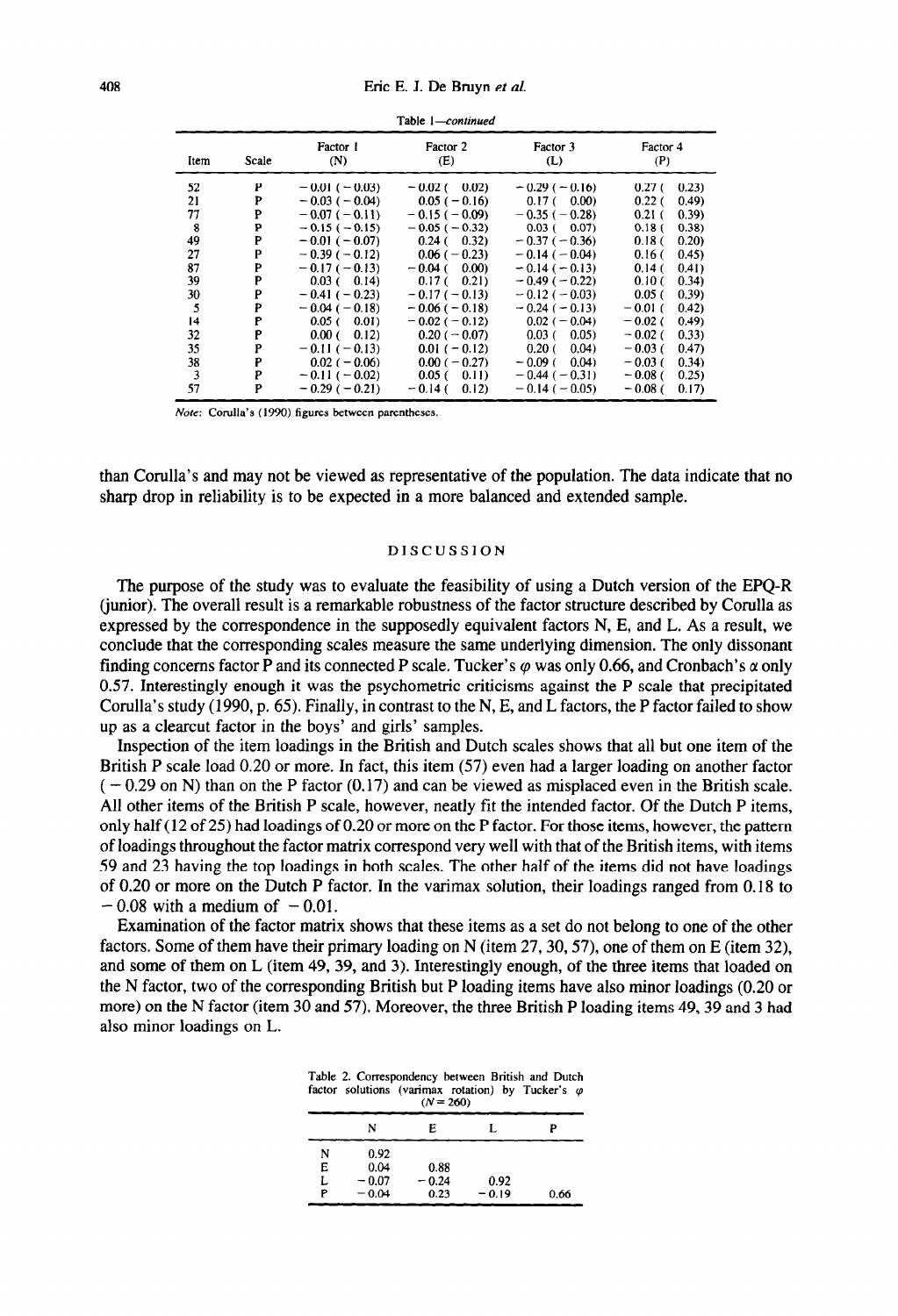Table 1—*continued*

| Item | Scale | Factor 1 (N) | Factor 2 (E) | Factor 3 (L) | Factor 4 (P) |
|---|---|---|---|---|---|
| 52 | P | −0.01 (−0.03) | −0.02 ( 0.02) | −0.29 (−0.16) | 0.27 ( 0.23) |
| 21 | P | −0.03 (−0.04) | 0.05 (−0.16) | 0.17 ( 0.00) | 0.22 ( 0.49) |
| 77 | P | −0.07 (−0.11) | −0.15 (−0.09) | −0.35 (−0.28) | 0.21 ( 0.39) |
| 8 | P | −0.15 (−0.15) | −0.05 (−0.32) | 0.03 ( 0.07) | 0.18 ( 0.38) |
| 49 | P | −0.01 (−0.07) | 0.24 ( 0.32) | −0.37 (−0.36) | 0.18 ( 0.20) |
| 27 | P | −0.39 (−0.12) | 0.06 (−0.23) | −0.14 (−0.04) | 0.16 ( 0.45) |
| 87 | P | −0.17 (−0.13) | −0.04 ( 0.00) | −0.14 (−0.13) | 0.14 ( 0.41) |
| 39 | P | 0.03 ( 0.14) | 0.17 ( 0.21) | −0.49 (−0.22) | 0.10 ( 0.34) |
| 30 | P | −0.41 (−0.23) | −0.17 (−0.13) | −0.12 (−0.03) | 0.05 ( 0.39) |
| 5 | P | −0.04 (−0.18) | −0.06 (−0.18) | −0.24 (−0.13) | −0.01 ( 0.42) |
| 14 | P | 0.05 ( 0.01) | −0.02 (−0.12) | 0.02 (−0.04) | −0.02 ( 0.49) |
| 32 | P | 0.00 ( 0.12) | 0.20 (−0.07) | 0.03 ( 0.05) | −0.02 ( 0.33) |
| 35 | P | −0.11 (−0.13) | 0.01 (−0.12) | 0.20 ( 0.04) | −0.03 ( 0.47) |
| 38 | P | 0.02 (−0.06) | 0.00 (−0.27) | −0.09 ( 0.04) | −0.03 ( 0.34) |
| 3 | P | −0.11 (−0.02) | 0.05 ( 0.11) | −0.44 (−0.31) | −0.08 ( 0.25) |
| 57 | P | −0.29 (−0.21) | −0.14 ( 0.12) | −0.14 (−0.05) | −0.08 ( 0.17) |

*Note*: Corulla's (1990) figures between parentheses.

than Corulla's and may not be viewed as representative of the population. The data indicate that no sharp drop in reliability is to be expected in a more balanced and extended sample.

## DISCUSSION

The purpose of the study was to evaluate the feasibility of using a Dutch version of the EPQ-R (junior). The overall result is a remarkable robustness of the factor structure described by Corulla as expressed by the correspondence in the supposedly equivalent factors N, E, and L. As a result, we conclude that the corresponding scales measure the same underlying dimension. The only dissonant finding concerns factor P and its connected P scale. Tucker's $\varphi$ was only 0.66, and Cronbach's $\alpha$ only 0.57. Interestingly enough it was the psychometric criticisms against the P scale that precipitated Corulla's study (1990, p. 65). Finally, in contrast to the N, E, and L factors, the P factor failed to show up as a clearcut factor in the boys' and girls' samples.

Inspection of the item loadings in the British and Dutch scales shows that all but one item of the British P scale load 0.20 or more. In fact, this item (57) even had a larger loading on another factor (−0.29 on N) than on the P factor (0.17) and can be viewed as misplaced even in the British scale. All other items of the British P scale, however, neatly fit the intended factor. Of the Dutch P items, only half (12 of 25) had loadings of 0.20 or more on the P factor. For those items, however, the pattern of loadings throughout the factor matrix correspond very well with that of the British items, with items 59 and 23 having the top loadings in both scales. The other half of the items did not have loadings of 0.20 or more on the Dutch P factor. In the varimax solution, their loadings ranged from 0.18 to −0.08 with a medium of −0.01.

Examination of the factor matrix shows that these items as a set do not belong to one of the other factors. Some of them have their primary loading on N (item 27, 30, 57), one of them on E (item 32), and some of them on L (item 49, 39, and 3). Interestingly enough, of the three items that loaded on the N factor, two of the corresponding British but P loading items have also minor loadings (0.20 or more) on the N factor (item 30 and 57). Moreover, the three British P loading items 49, 39 and 3 had also minor loadings on L.

Table 2. Correspondency between British and Dutch factor solutions (varimax rotation) by Tucker's $\varphi$ ($N = 260$)

| | N | E | L | P |
|---|---|---|---|---|
| N | 0.92 | | | |
| E | 0.04 | 0.88 | | |
| L | −0.07 | −0.24 | 0.92 | |
| P | −0.04 | 0.23 | −0.19 | 0.66 |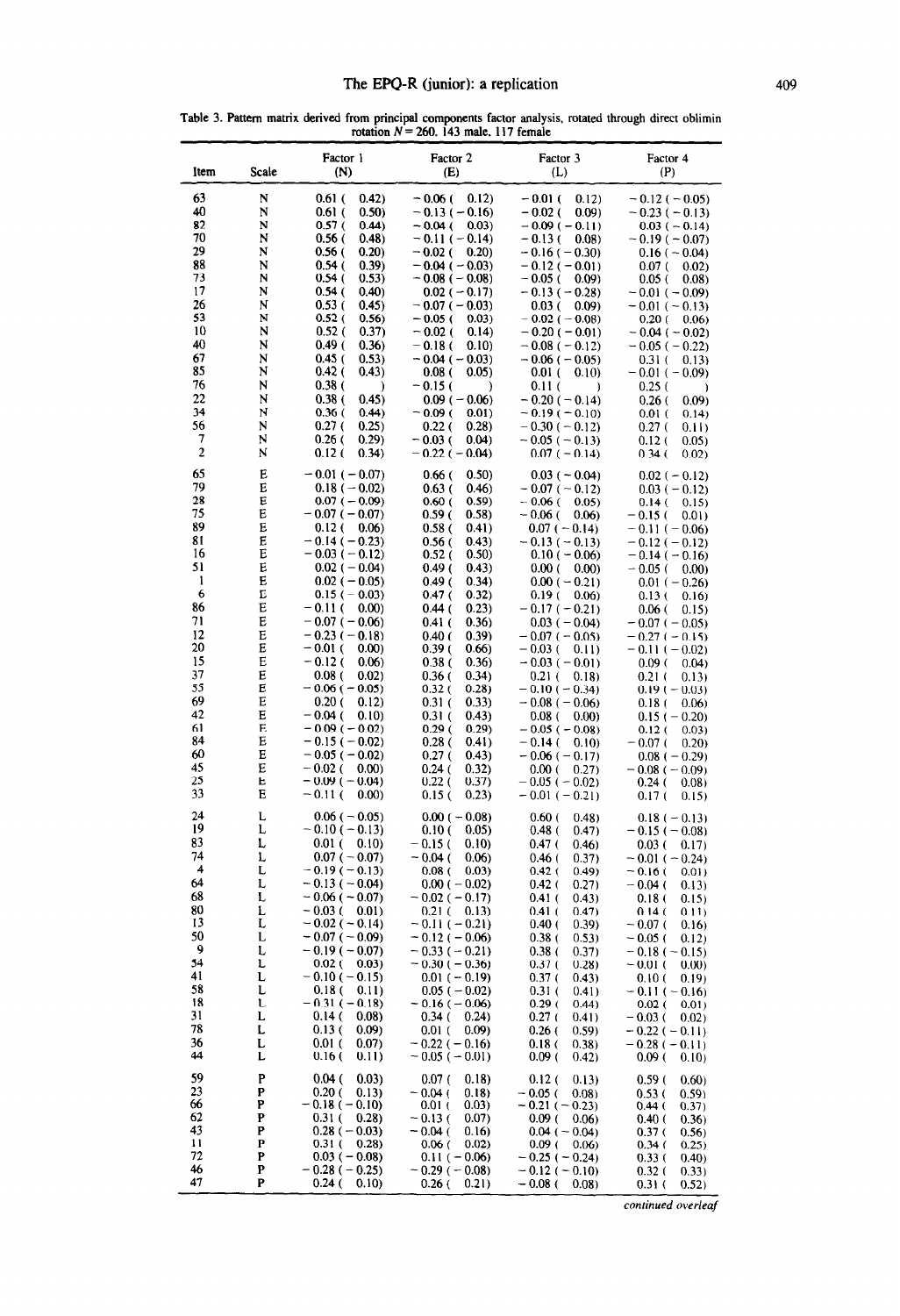Table 3. Pattern matrix derived from principal components factor analysis, rotated through direct oblimin rotation $N = 260$. 143 male. 117 female

| Item | Scale | Factor 1 (N) | Factor 2 (E) | Factor 3 (L) | Factor 4 (P) |
|---|---|---|---|---|---|
| 63 | N | 0.61 ( 0.42) | −0.06 ( 0.12) | −0.01 ( 0.12) | −0.12 (−0.05) |
| 40 | N | 0.61 ( 0.50) | −0.13 (−0.16) | −0.02 ( 0.09) | −0.23 (−0.13) |
| 82 | N | 0.57 ( 0.44) | −0.04 ( 0.03) | −0.09 (−0.11) | 0.03 (−0.14) |
| 70 | N | 0.56 ( 0.48) | −0.11 (−0.14) | −0.13 ( 0.08) | −0.19 (−0.07) |
| 29 | N | 0.56 ( 0.20) | −0.02 ( 0.20) | −0.16 (−0.30) | 0.16 (−0.04) |
| 88 | N | 0.54 ( 0.39) | −0.04 (−0.03) | −0.12 (−0.01) | 0.07 ( 0.02) |
| 73 | N | 0.54 ( 0.53) | −0.08 (−0.08) | −0.05 ( 0.09) | 0.05 ( 0.08) |
| 17 | N | 0.54 ( 0.40) | 0.02 (−0.17) | −0.13 (−0.28) | −0.01 (−0.09) |
| 26 | N | 0.53 ( 0.45) | −0.07 (−0.03) | 0.03 ( 0.09) | −0.01 (−0.13) |
| 53 | N | 0.52 ( 0.56) | −0.05 ( 0.03) | −0.02 (−0.08) | 0.20 ( 0.06) |
| 10 | N | 0.52 ( 0.37) | −0.02 ( 0.14) | −0.20 (−0.01) | −0.04 (−0.02) |
| 40 | N | 0.49 ( 0.36) | −0.18 ( 0.10) | −0.08 (−0.12) | −0.05 (−0.22) |
| 67 | N | 0.45 ( 0.53) | −0.04 (−0.03) | −0.06 (−0.05) | 0.31 ( 0.13) |
| 85 | N | 0.42 ( 0.43) | 0.08 ( 0.05) | 0.01 ( 0.10) | −0.01 (−0.09) |
| 76 | N | 0.38 ( ) | −0.15 ( ) | 0.11 ( ) | 0.25 ( ) |
| 22 | N | 0.38 ( 0.45) | 0.09 (−0.06) | −0.20 (−0.14) | 0.26 ( 0.09) |
| 34 | N | 0.36 ( 0.44) | −0.09 ( 0.01) | −0.19 (−0.10) | 0.01 ( 0.14) |
| 56 | N | 0.27 ( 0.25) | 0.22 ( 0.28) | −0.30 (−0.12) | 0.27 ( 0.11) |
| 7 | N | 0.26 ( 0.29) | −0.03 ( 0.04) | −0.05 (−0.13) | 0.12 ( 0.05) |
| 2 | N | 0.12 ( 0.34) | −0.22 (−0.04) | 0.07 (−0.14) | 0.34 ( 0.02) |
| 65 | E | −0.01 (−0.07) | 0.66 ( 0.50) | 0.03 (−0.04) | 0.02 (−0.12) |
| 79 | E | 0.18 (−0.02) | 0.63 ( 0.46) | −0.07 (−0.12) | 0.03 (−0.12) |
| 28 | E | 0.07 (−0.09) | 0.60 ( 0.59) | −0.06 ( 0.05) | 0.14 ( 0.15) |
| 75 | E | −0.07 (−0.07) | 0.59 ( 0.58) | −0.06 ( 0.06) | −0.15 ( 0.01) |
| 89 | E | 0.12 ( 0.06) | 0.58 ( 0.41) | 0.07 (−0.14) | −0.11 (−0.06) |
| 81 | E | −0.14 (−0.23) | 0.56 ( 0.43) | −0.13 (−0.13) | −0.12 (−0.12) |
| 16 | E | −0.03 (−0.12) | 0.52 ( 0.50) | 0.10 (−0.06) | −0.14 (−0.16) |
| 51 | E | 0.02 (−0.04) | 0.49 ( 0.43) | 0.00 ( 0.00) | −0.05 ( 0.00) |
| 1 | E | 0.02 (−0.05) | 0.49 ( 0.34) | 0.00 (−0.21) | 0.01 (−0.26) |
| 6 | E | 0.15 (−0.03) | 0.47 ( 0.32) | 0.19 ( 0.06) | 0.13 ( 0.16) |
| 86 | E | −0.11 ( 0.00) | 0.44 ( 0.23) | −0.17 (−0.21) | 0.06 ( 0.15) |
| 71 | E | −0.07 (−0.06) | 0.41 ( 0.36) | 0.03 (−0.04) | −0.07 (−0.05) |
| 12 | E | −0.23 (−0.18) | 0.40 ( 0.39) | −0.07 (−0.05) | −0.27 (−0.15) |
| 20 | E | −0.01 ( 0.00) | 0.39 ( 0.66) | −0.03 ( 0.11) | −0.11 (−0.02) |
| 15 | E | −0.12 ( 0.06) | 0.38 ( 0.36) | −0.03 (−0.01) | 0.09 ( 0.04) |
| 37 | E | 0.08 ( 0.02) | 0.36 ( 0.34) | 0.21 ( 0.18) | 0.21 ( 0.13) |
| 55 | E | −0.06 (−0.05) | 0.32 ( 0.28) | −0.10 (−0.34) | 0.19 (−0.03) |
| 69 | E | 0.20 ( 0.12) | 0.31 ( 0.33) | −0.08 (−0.06) | 0.18 ( 0.06) |
| 42 | E | −0.04 ( 0.10) | 0.31 ( 0.43) | 0.08 ( 0.00) | 0.15 (−0.20) |
| 61 | E | −0.09 (−0.02) | 0.29 ( 0.29) | −0.05 (−0.08) | 0.12 ( 0.03) |
| 84 | E | −0.15 (−0.02) | 0.28 ( 0.41) | −0.14 ( 0.10) | −0.07 ( 0.20) |
| 60 | E | −0.05 (−0.02) | 0.27 ( 0.43) | −0.06 (−0.17) | 0.08 (−0.29) |
| 45 | E | −0.02 ( 0.00) | 0.24 ( 0.32) | 0.00 ( 0.27) | −0.08 (−0.09) |
| 25 | E | −0.09 (−0.04) | 0.22 ( 0.37) | −0.05 (−0.02) | 0.24 ( 0.08) |
| 33 | E | −0.11 ( 0.00) | 0.15 ( 0.23) | −0.01 (−0.21) | 0.17 ( 0.15) |
| 24 | L | 0.06 (−0.05) | 0.00 (−0.08) | 0.60 ( 0.48) | 0.18 (−0.13) |
| 19 | L | −0.10 (−0.13) | 0.10 ( 0.05) | 0.48 ( 0.47) | −0.15 (−0.08) |
| 83 | L | 0.01 ( 0.10) | −0.15 ( 0.10) | 0.47 ( 0.46) | 0.03 ( 0.17) |
| 74 | L | 0.07 (−0.07) | −0.04 ( 0.06) | 0.46 ( 0.37) | −0.01 (−0.24) |
| 4 | L | −0.19 (−0.13) | 0.08 ( 0.03) | 0.42 ( 0.49) | −0.16 ( 0.01) |
| 64 | L | −0.13 (−0.04) | 0.00 (−0.02) | 0.42 ( 0.27) | −0.04 ( 0.13) |
| 68 | L | −0.06 (−0.07) | −0.02 (−0.17) | 0.41 ( 0.43) | 0.18 ( 0.15) |
| 80 | L | −0.03 ( 0.01) | 0.21 ( 0.13) | 0.41 ( 0.47) | 0.14 ( 0.11) |
| 13 | L | −0.02 (−0.14) | −0.11 (−0.21) | 0.40 ( 0.39) | −0.07 ( 0.16) |
| 50 | L | −0.07 (−0.09) | −0.12 (−0.06) | 0.38 ( 0.53) | −0.05 ( 0.12) |
| 9 | L | −0.19 (−0.07) | −0.33 (−0.21) | 0.38 ( 0.37) | −0.18 (−0.15) |
| 54 | L | 0.02 ( 0.03) | −0.30 (−0.36) | 0.37 ( 0.28) | −0.01 ( 0.00) |
| 41 | L | −0.10 (−0.15) | 0.01 (−0.19) | 0.37 ( 0.43) | 0.10 ( 0.19) |
| 58 | L | 0.18 ( 0.11) | 0.05 (−0.02) | 0.31 ( 0.41) | −0.11 (−0.16) |
| 18 | L | −0.31 (−0.18) | −0.16 (−0.06) | 0.29 ( 0.44) | 0.02 ( 0.01) |
| 31 | L | 0.14 ( 0.08) | 0.34 ( 0.24) | 0.27 ( 0.41) | −0.03 ( 0.02) |
| 78 | L | 0.13 ( 0.09) | 0.01 ( 0.09) | 0.26 ( 0.59) | −0.22 (−0.11) |
| 36 | L | 0.01 ( 0.07) | −0.22 (−0.16) | 0.18 ( 0.38) | −0.28 (−0.11) |
| 44 | L | 0.16 ( 0.11) | −0.05 (−0.01) | 0.09 ( 0.42) | 0.09 ( 0.10) |
| 59 | P | 0.04 ( 0.03) | 0.07 ( 0.18) | 0.12 ( 0.13) | 0.59 ( 0.60) |
| 23 | P | 0.20 ( 0.13) | −0.04 ( 0.18) | −0.05 ( 0.08) | 0.53 ( 0.59) |
| 66 | P | −0.18 (−0.10) | 0.01 ( 0.03) | −0.21 (−0.23) | 0.44 ( 0.37) |
| 62 | P | 0.31 ( 0.28) | −0.13 ( 0.07) | 0.09 ( 0.06) | 0.40 ( 0.36) |
| 43 | P | 0.28 (−0.03) | −0.04 ( 0.16) | 0.04 (−0.04) | 0.37 ( 0.56) |
| 11 | P | 0.31 ( 0.28) | 0.06 ( 0.02) | 0.09 ( 0.06) | 0.34 ( 0.25) |
| 72 | P | 0.03 (−0.08) | 0.11 (−0.06) | −0.25 (−0.24) | 0.33 ( 0.40) |
| 46 | P | −0.28 (−0.25) | −0.29 (−0.08) | −0.12 (−0.10) | 0.32 ( 0.33) |
| 47 | P | 0.24 ( 0.10) | 0.26 ( 0.21) | −0.08 ( 0.08) | 0.31 ( 0.52) |

*continued overleaf*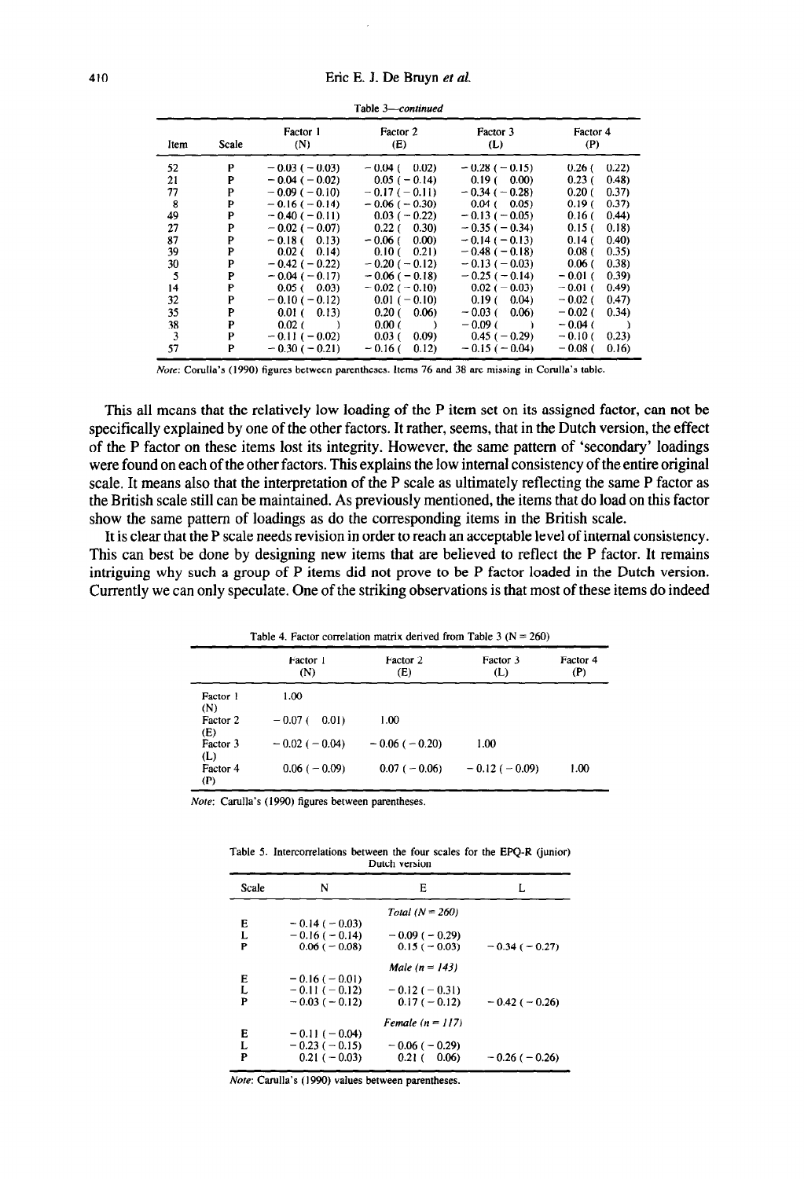Table 3—*continued*

| Item | Scale | Factor 1 (N) | Factor 2 (E) | Factor 3 (L) | Factor 4 (P) |
|---|---|---|---|---|---|
| 52 | P | − 0.03 ( − 0.03) | − 0.04 ( 0.02) | − 0.28 ( − 0.15) | 0.26 ( 0.22) |
| 21 | P | − 0.04 ( − 0.02) | 0.05 ( − 0.14) | 0.19 ( 0.00) | 0.23 ( 0.48) |
| 77 | P | − 0.09 ( − 0.10) | − 0.17 ( − 0.11) | − 0.34 ( − 0.28) | 0.20 ( 0.37) |
| 8 | P | − 0.16 ( − 0.14) | − 0.06 ( − 0.30) | 0.04 ( 0.05) | 0.19 ( 0.37) |
| 49 | P | − 0.40 ( − 0.11) | 0.03 ( − 0.22) | − 0.13 ( − 0.05) | 0.16 ( 0.44) |
| 27 | P | − 0.02 ( − 0.07) | 0.22 ( 0.30) | − 0.35 ( − 0.34) | 0.15 ( 0.18) |
| 87 | P | − 0.18 ( 0.13) | − 0.06 ( 0.00) | − 0.14 ( − 0.13) | 0.14 ( 0.40) |
| 39 | P | 0.02 ( 0.14) | 0.10 ( 0.21) | − 0.48 ( − 0.18) | 0.08 ( 0.35) |
| 30 | P | − 0.42 ( − 0.22) | − 0.20 ( − 0.12) | − 0.13 ( − 0.03) | 0.06 ( 0.38) |
| 5 | P | − 0.04 ( − 0.17) | − 0.06 ( − 0.18) | − 0.25 ( − 0.14) | − 0.01 ( 0.39) |
| 14 | P | 0.05 ( 0.03) | − 0.02 ( − 0.10) | 0.02 ( − 0.03) | − 0.01 ( 0.49) |
| 32 | P | − 0.10 ( − 0.12) | 0.01 ( − 0.10) | 0.19 ( 0.04) | − 0.02 ( 0.47) |
| 35 | P | 0.01 ( 0.13) | 0.20 ( 0.06) | − 0.03 ( 0.06) | − 0.02 ( 0.34) |
| 38 | P | 0.02 ( ) | 0.00 ( ) | − 0.09 ( ) | − 0.04 ( ) |
| 3 | P | − 0.11 ( − 0.02) | 0.03 ( 0.09) | 0.45 ( − 0.29) | − 0.10 ( 0.23) |
| 57 | P | − 0.30 ( − 0.21) | − 0.16 ( 0.12) | − 0.15 ( − 0.04) | − 0.08 ( 0.16) |

*Note*: Corulla's (1990) figures between parentheses. Items 76 and 38 are missing in Corulla's table.

This all means that the relatively low loading of the P item set on its assigned factor, can not be specifically explained by one of the other factors. It rather, seems, that in the Dutch version, the effect of the P factor on these items lost its integrity. However, the same pattern of 'secondary' loadings were found on each of the other factors. This explains the low internal consistency of the entire original scale. It means also that the interpretation of the P scale as ultimately reflecting the same P factor as the British scale still can be maintained. As previously mentioned, the items that do load on this factor show the same pattern of loadings as do the corresponding items in the British scale.

It is clear that the P scale needs revision in order to reach an acceptable level of internal consistency. This can best be done by designing new items that are believed to reflect the P factor. It remains intriguing why such a group of P items did not prove to be P factor loaded in the Dutch version. Currently we can only speculate. One of the striking observations is that most of these items do indeed

Table 4. Factor correlation matrix derived from Table 3 ($N = 260$)

| | Factor 1 (N) | Factor 2 (E) | Factor 3 (L) | Factor 4 (P) |
|---|---|---|---|---|
| Factor 1 (N) | 1.00 | | | |
| Factor 2 (E) | − 0.07 ( 0.01) | 1.00 | | |
| Factor 3 (L) | − 0.02 ( − 0.04) | − 0.06 ( − 0.20) | 1.00 | |
| Factor 4 (P) | 0.06 ( − 0.09) | 0.07 ( − 0.06) | − 0.12 ( − 0.09) | 1.00 |

*Note*: Carulla's (1990) figures between parentheses.

Table 5. Intercorrelations between the four scales for the EPQ-R (junior) Dutch version

| Scale | N | E | L |
|---|---|---|---|
| | | *Total (N = 260)* | |
| E | − 0.14 ( − 0.03) | | |
| L | − 0.16 ( − 0.14) | − 0.09 ( − 0.29) | |
| P | 0.06 ( − 0.08) | 0.15 ( − 0.03) | − 0.34 ( − 0.27) |
| | | *Male (n = 143)* | |
| E | − 0.16 ( − 0.01) | | |
| L | − 0.11 ( − 0.12) | − 0.12 ( − 0.31) | |
| P | − 0.03 ( − 0.12) | 0.17 ( − 0.12) | − 0.42 ( − 0.26) |
| | | *Female (n = 117)* | |
| E | − 0.11 ( − 0.04) | | |
| L | − 0.23 ( − 0.15) | − 0.06 ( − 0.29) | |
| P | 0.21 ( − 0.03) | 0.21 ( 0.06) | − 0.26 ( − 0.26) |

*Note*: Carulla's (1990) values between parentheses.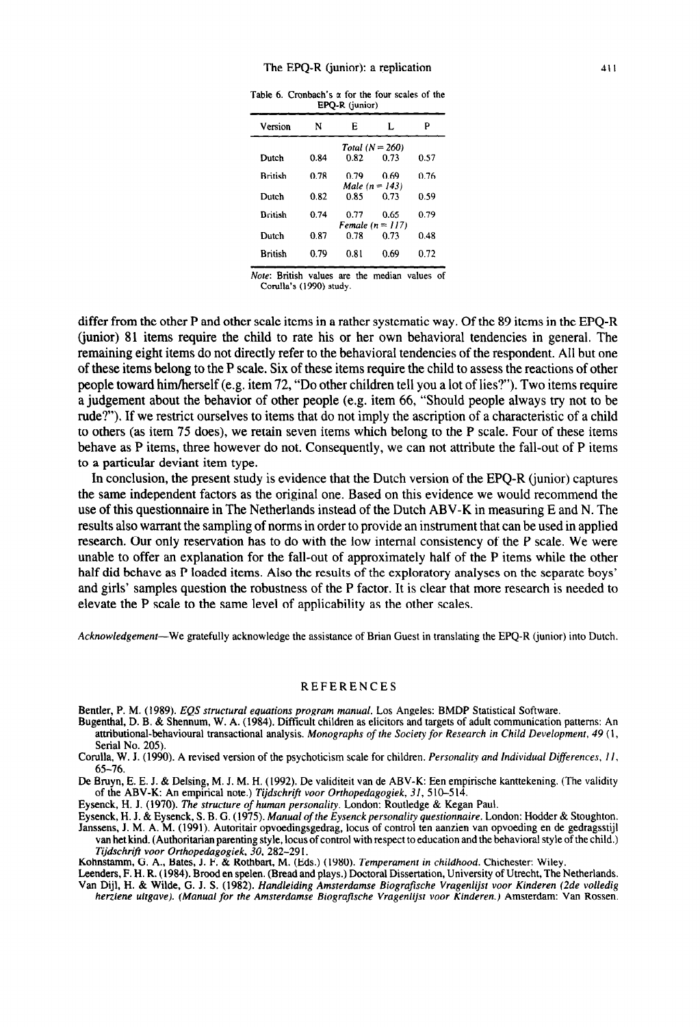Table 6. Cronbach's α for the four scales of the EPQ-R (junior)

| Version | N | E | L | P |
|---|---|---|---|---|
| | | *Total (N = 260)* | | |
| Dutch | 0.84 | 0.82 | 0.73 | 0.57 |
| British | 0.78 | 0.79 | 0.69 | 0.76 |
| | | *Male (n = 143)* | | |
| Dutch | 0.82 | 0.85 | 0.73 | 0.59 |
| British | 0.74 | 0.77 | 0.65 | 0.79 |
| | | *Female (n = 117)* | | |
| Dutch | 0.87 | 0.78 | 0.73 | 0.48 |
| British | 0.79 | 0.81 | 0.69 | 0.72 |

*Note*: British values are the median values of Corulla's (1990) study.

differ from the other P and other scale items in a rather systematic way. Of the 89 items in the EPQ-R (junior) 81 items require the child to rate his or her own behavioral tendencies in general. The remaining eight items do not directly refer to the behavioral tendencies of the respondent. All but one of these items belong to the P scale. Six of these items require the child to assess the reactions of other people toward him/herself (e.g. item 72, "Do other children tell you a lot of lies?"). Two items require a judgement about the behavior of other people (e.g. item 66, "Should people always try not to be rude?"). If we restrict ourselves to items that do not imply the ascription of a characteristic of a child to others (as item 75 does), we retain seven items which belong to the P scale. Four of these items behave as P items, three however do not. Consequently, we can not attribute the fall-out of P items to a particular deviant item type.

In conclusion, the present study is evidence that the Dutch version of the EPQ-R (junior) captures the same independent factors as the original one. Based on this evidence we would recommend the use of this questionnaire in The Netherlands instead of the Dutch ABV-K in measuring E and N. The results also warrant the sampling of norms in order to provide an instrument that can be used in applied research. Our only reservation has to do with the low internal consistency of the P scale. We were unable to offer an explanation for the fall-out of approximately half of the P items while the other half did behave as P loaded items. Also the results of the exploratory analyses on the separate boys' and girls' samples question the robustness of the P factor. It is clear that more research is needed to elevate the P scale to the same level of applicability as the other scales.

*Acknowledgement*—We gratefully acknowledge the assistance of Brian Guest in translating the EPQ-R (junior) into Dutch.

## REFERENCES

Bentler, P. M. (1989). *EQS structural equations program manual*. Los Angeles: BMDP Statistical Software.

Bugenthal, D. B. & Shennum, W. A. (1984). Difficult children as elicitors and targets of adult communication patterns: An attributional-behavioural transactional analysis. *Monographs of the Society for Research in Child Development, 49* (1, Serial No. 205).

Corulla, W. J. (1990). A revised version of the psychoticism scale for children. *Personality and Individual Differences, 11*, 65–76.

De Bruyn, E. E. J. & Delsing, M. J. M. H. (1992). De validiteit van de ABV-K: Een empirische kanttekening. (The validity of the ABV-K: An empirical note.) *Tijdschrift voor Orthopedagogiek, 31*, 510–514.

Eysenck, H. J. (1970). *The structure of human personality*. London: Routledge & Kegan Paul.

Eysenck, H. J. & Eysenck, S. B. G. (1975). *Manual of the Eysenck personality questionnaire*. London: Hodder & Stoughton.

Janssens, J. M. A. M. (1991). Autoritair opvoedingsgedrag, locus of control ten aanzien van opvoeding en de gedragsstijl van het kind. (Authoritarian parenting style, locus of control with respect to education and the behavioral style of the child.) *Tijdschrift voor Orthopedagogiek, 30*, 282–291.

Kohnstamm, G. A., Bates, J. F. & Rothbart, M. (Eds.) (1980). *Temperament in childhood*. Chichester: Wiley.

Leenders, F. H. R. (1984). Brood en spelen. (Bread and plays.) Doctoral Dissertation, University of Utrecht, The Netherlands.

Van Dijl, H. & Wilde, G. J. S. (1982). *Handleiding Amsterdamse Biografische Vragenlijst voor Kinderen (2de volledig herziene uitgave). (Manual for the Amsterdamse Biografische Vragenlijst voor Kinderen.)* Amsterdam: Van Rossen.